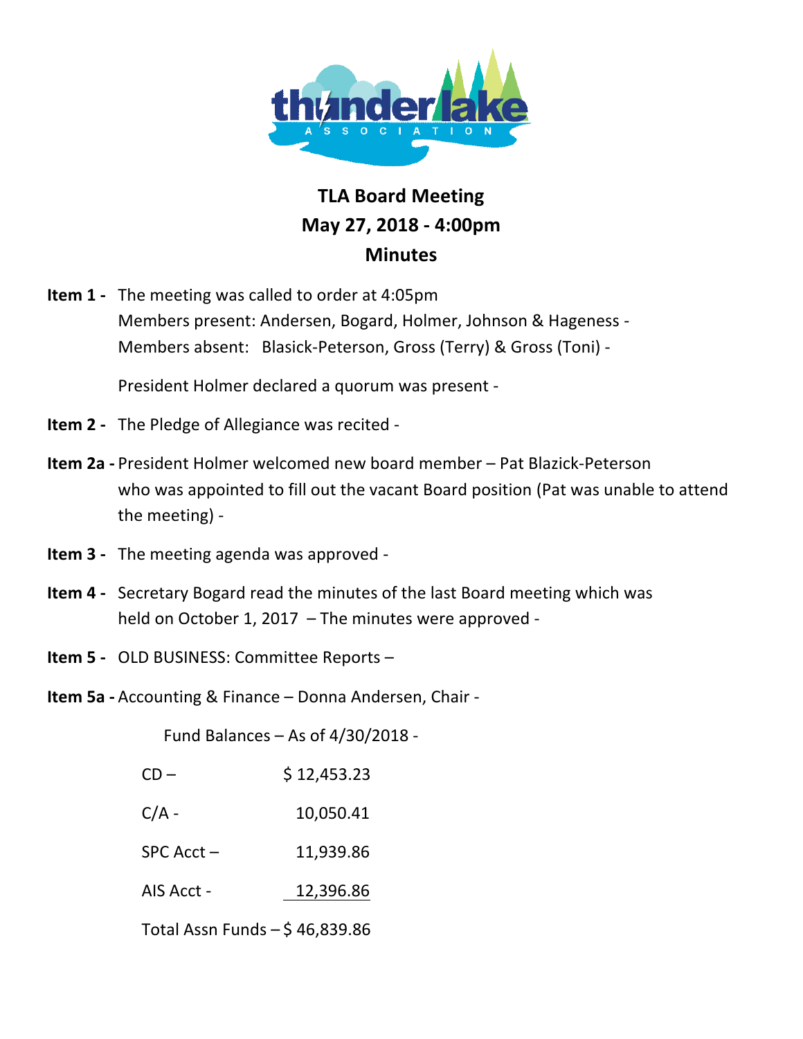# TLA Board Meeting
## May 27, 2018 - 4:00pm
## Minutes

**Item 1 -** The meeting was called to order at 4:05pm
Members present: Andersen, Bogard, Holmer, Johnson & Hageness -
Members absent: Blasick-Peterson, Gross (Terry) & Gross (Toni) -

President Holmer declared a quorum was present -

**Item 2 -** The Pledge of Allegiance was recited -

**Item 2a -** President Holmer welcomed new board member – Pat Blazick-Peterson who was appointed to fill out the vacant Board position (Pat was unable to attend the meeting) -

**Item 3 -** The meeting agenda was approved -

**Item 4 -** Secretary Bogard read the minutes of the last Board meeting which was held on October 1, 2017 – The minutes were approved -

**Item 5 -** OLD BUSINESS: Committee Reports –

**Item 5a -** Accounting & Finance – Donna Andersen, Chair -

Fund Balances – As of 4/30/2018 -

| | |
|---|---|
| CD – | $ 12,453.23 |
| C/A - | 10,050.41 |
| SPC Acct – | 11,939.86 |
| AIS Acct - | 12,396.86 |
| Total Assn Funds – | $ 46,839.86 |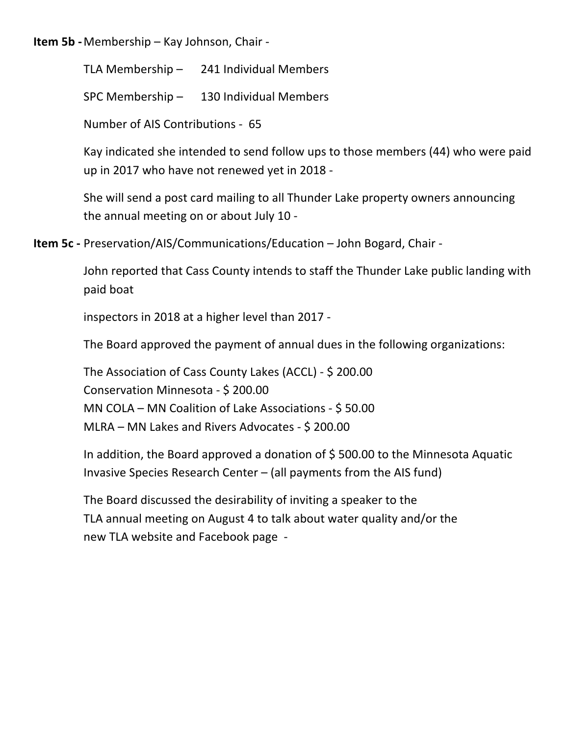**Item 5b -** Membership – Kay Johnson, Chair -

TLA Membership – 241 Individual Members

SPC Membership – 130 Individual Members

Number of AIS Contributions - 65

Kay indicated she intended to send follow ups to those members (44) who were paid up in 2017 who have not renewed yet in 2018 -

She will send a post card mailing to all Thunder Lake property owners announcing the annual meeting on or about July 10 -

**Item 5c -** Preservation/AIS/Communications/Education – John Bogard, Chair -

John reported that Cass County intends to staff the Thunder Lake public landing with paid boat

inspectors in 2018 at a higher level than 2017 -

The Board approved the payment of annual dues in the following organizations:

The Association of Cass County Lakes (ACCL) - $ 200.00
Conservation Minnesota - $ 200.00
MN COLA – MN Coalition of Lake Associations - $ 50.00
MLRA – MN Lakes and Rivers Advocates - $ 200.00

In addition, the Board approved a donation of $ 500.00 to the Minnesota Aquatic Invasive Species Research Center – (all payments from the AIS fund)

The Board discussed the desirability of inviting a speaker to the TLA annual meeting on August 4 to talk about water quality and/or the new TLA website and Facebook page -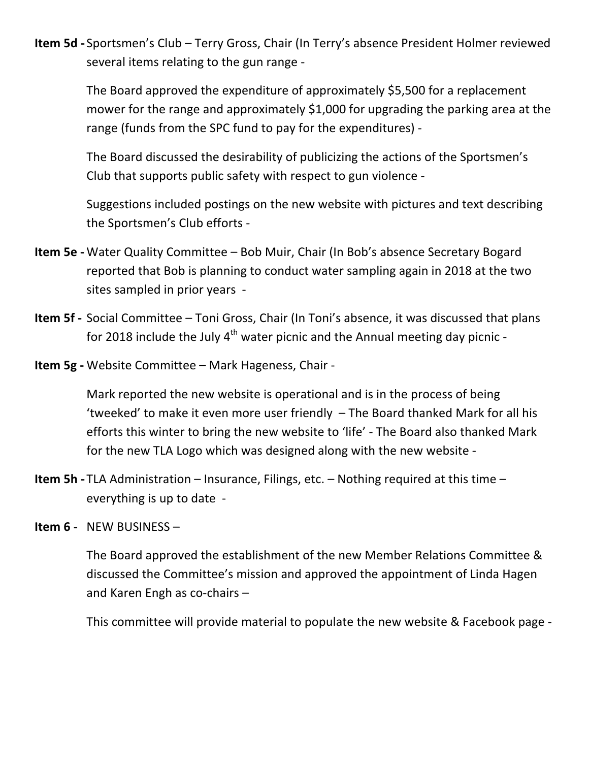**Item 5d -** Sportsmen's Club – Terry Gross, Chair (In Terry's absence President Holmer reviewed several items relating to the gun range -

The Board approved the expenditure of approximately $5,500 for a replacement mower for the range and approximately $1,000 for upgrading the parking area at the range (funds from the SPC fund to pay for the expenditures) -

The Board discussed the desirability of publicizing the actions of the Sportsmen's Club that supports public safety with respect to gun violence -

Suggestions included postings on the new website with pictures and text describing the Sportsmen's Club efforts -

**Item 5e -** Water Quality Committee – Bob Muir, Chair (In Bob's absence Secretary Bogard reported that Bob is planning to conduct water sampling again in 2018 at the two sites sampled in prior years -

**Item 5f -** Social Committee – Toni Gross, Chair (In Toni's absence, it was discussed that plans for 2018 include the July 4th water picnic and the Annual meeting day picnic -

**Item 5g -** Website Committee – Mark Hageness, Chair -

Mark reported the new website is operational and is in the process of being 'tweeked' to make it even more user friendly – The Board thanked Mark for all his efforts this winter to bring the new website to 'life' - The Board also thanked Mark for the new TLA Logo which was designed along with the new website -

**Item 5h -** TLA Administration – Insurance, Filings, etc. – Nothing required at this time – everything is up to date -

**Item 6 -** NEW BUSINESS –

The Board approved the establishment of the new Member Relations Committee & discussed the Committee's mission and approved the appointment of Linda Hagen and Karen Engh as co-chairs –

This committee will provide material to populate the new website & Facebook page -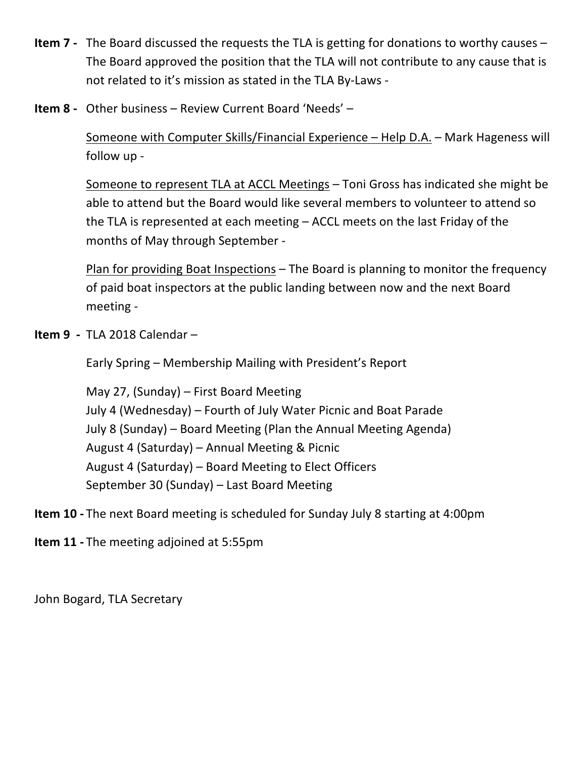**Item 7 -** The Board discussed the requests the TLA is getting for donations to worthy causes – The Board approved the position that the TLA will not contribute to any cause that is not related to it's mission as stated in the TLA By-Laws -

**Item 8 -** Other business – Review Current Board 'Needs' –

<u>Someone with Computer Skills/Financial Experience – Help D.A.</u> – Mark Hageness will follow up -

<u>Someone to represent TLA at ACCL Meetings</u> – Toni Gross has indicated she might be able to attend but the Board would like several members to volunteer to attend so the TLA is represented at each meeting – ACCL meets on the last Friday of the months of May through September -

<u>Plan for providing Boat Inspections</u> – The Board is planning to monitor the frequency of paid boat inspectors at the public landing between now and the next Board meeting -

**Item 9 -** TLA 2018 Calendar –

Early Spring – Membership Mailing with President's Report

May 27, (Sunday) – First Board Meeting
July 4 (Wednesday) – Fourth of July Water Picnic and Boat Parade
July 8 (Sunday) – Board Meeting (Plan the Annual Meeting Agenda)
August 4 (Saturday) – Annual Meeting & Picnic
August 4 (Saturday) – Board Meeting to Elect Officers
September 30 (Sunday) – Last Board Meeting

**Item 10 -** The next Board meeting is scheduled for Sunday July 8 starting at 4:00pm

**Item 11 -** The meeting adjoined at 5:55pm

John Bogard, TLA Secretary